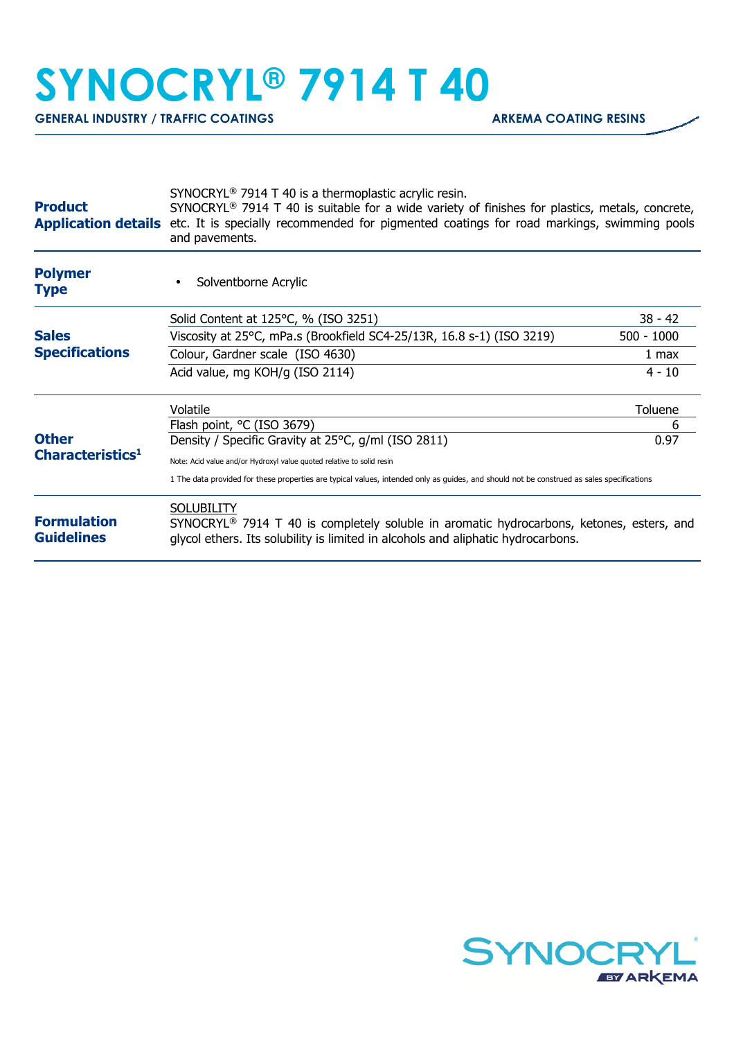# SYNOCRYL® 7914 T 40

**GENERAL INDUSTRY / TRAFFIC COATINGS** — **ARKEMA COATING RESINS**

## Product Application details

SYNOCRYL® 7914 T 40 is a thermoplastic acrylic resin.
SYNOCRYL® 7914 T 40 is suitable for a wide variety of finishes for plastics, metals, concrete, etc. It is specially recommended for pigmented coatings for road markings, swimming pools and pavements.

## Polymer Type

- Solventborne Acrylic

## Sales Specifications

| Property | Value |
|---|---|
| Solid Content at 125°C, % (ISO 3251) | 38 - 42 |
| Viscosity at 25°C, mPa.s (Brookfield SC4-25/13R, 16.8 s-1) (ISO 3219) | 500 - 1000 |
| Colour, Gardner scale (ISO 4630) | 1 max |
| Acid value, mg KOH/g (ISO 2114) | 4 - 10 |

## Other Characteristics[1]

| Property | Value |
|---|---|
| Volatile | Toluene |
| Flash point, °C (ISO 3679) | 6 |
| Density / Specific Gravity at 25°C, g/ml (ISO 2811) | 0.97 |

Note: Acid value and/or Hydroxyl value quoted relative to solid resin

1 The data provided for these properties are typical values, intended only as guides, and should not be construed as sales specifications

## Formulation Guidelines

SOLUBILITY
SYNOCRYL® 7914 T 40 is completely soluble in aromatic hydrocarbons, ketones, esters, and glycol ethers. Its solubility is limited in alcohols and aliphatic hydrocarbons.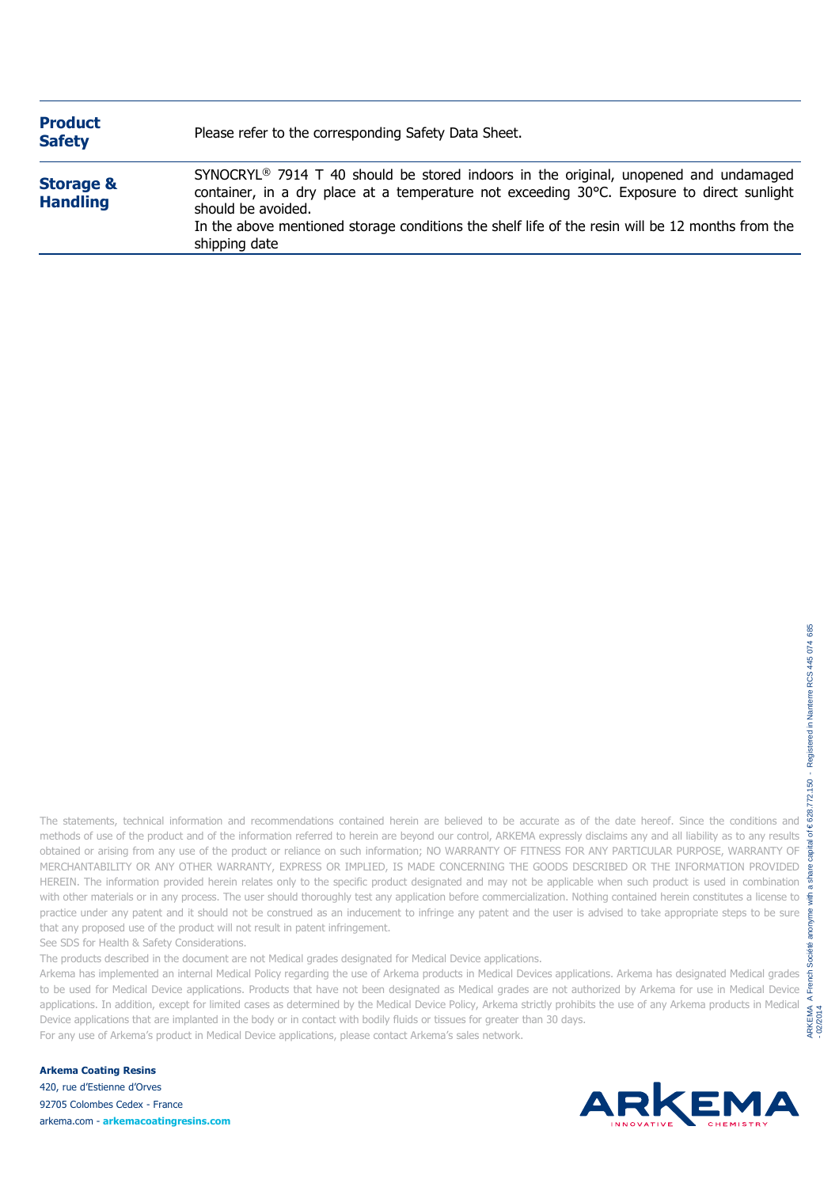| | |
|---|---|
| **Product Safety** | Please refer to the corresponding Safety Data Sheet. |
| **Storage & Handling** | SYNOCRYL® 7914 T 40 should be stored indoors in the original, unopened and undamaged container, in a dry place at a temperature not exceeding 30°C. Exposure to direct sunlight should be avoided.<br>In the above mentioned storage conditions the shelf life of the resin will be 12 months from the shipping date |

The statements, technical information and recommendations contained herein are believed to be accurate as of the date hereof. Since the conditions and methods of use of the product and of the information referred to herein are beyond our control, ARKEMA expressly disclaims any and all liability as to any results obtained or arising from any use of the product or reliance on such information; NO WARRANTY OF FITNESS FOR ANY PARTICULAR PURPOSE, WARRANTY OF MERCHANTABILITY OR ANY OTHER WARRANTY, EXPRESS OR IMPLIED, IS MADE CONCERNING THE GOODS DESCRIBED OR THE INFORMATION PROVIDED HEREIN. The information provided herein relates only to the specific product designated and may not be applicable when such product is used in combination with other materials or in any process. The user should thoroughly test any application before commercialization. Nothing contained herein constitutes a license to practice under any patent and it should not be construed as an inducement to infringe any patent and the user is advised to take appropriate steps to be sure that any proposed use of the product will not result in patent infringement.
See SDS for Health & Safety Considerations.

The products described in the document are not Medical grades designated for Medical Device applications.

Arkema has implemented an internal Medical Policy regarding the use of Arkema products in Medical Devices applications. Arkema has designated Medical grades to be used for Medical Device applications. Products that have not been designated as Medical grades are not authorized by Arkema for use in Medical Device applications. In addition, except for limited cases as determined by the Medical Device Policy, Arkema strictly prohibits the use of any Arkema products in Medical Device applications that are implanted in the body or in contact with bodily fluids or tissues for greater than 30 days.
For any use of Arkema's product in Medical Device applications, please contact Arkema's sales network.

ARKEMA A French Société anonyme with a share capital of € 628.772.150 - Registered in Nanterre RCS 445 074 685 - 02/2014

**Arkema Coating Resins**
420, rue d'Estienne d'Orves
92705 Colombes Cedex - France
arkema.com - **arkemacoatingresins.com**

ARKEMA INNOVATIVE CHEMISTRY